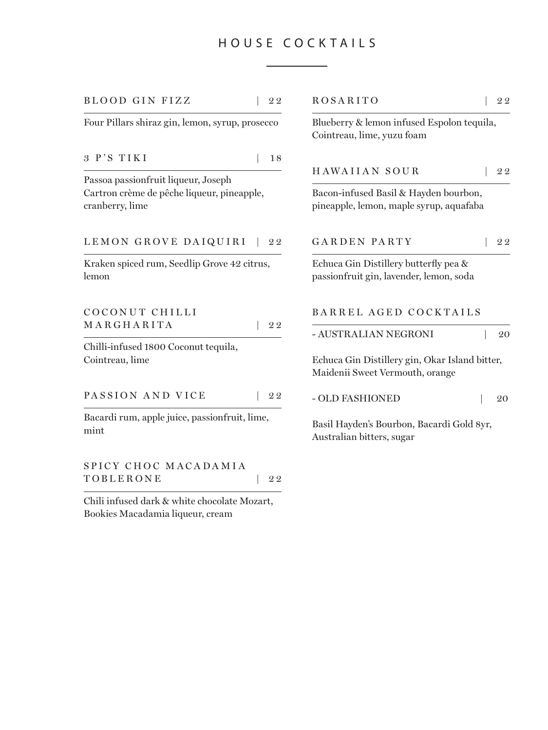# HOUSE COCKTAILS

## BLOOD GIN FIZZ | 22

Four Pillars shiraz gin, lemon, syrup, prosecco

## 3 P'S TIKI | 18

Passoa passionfruit liqueur, Joseph Cartron crème de pêche liqueur, pineapple, cranberry, lime

## LEMON GROVE DAIQUIRI | 22

Kraken spiced rum, Seedlip Grove 42 citrus, lemon

## COCONUT CHILLI MARGHARITA | 22

Chilli-infused 1800 Coconut tequila, Cointreau, lime

## PASSION AND VICE | 22

Bacardi rum, apple juice, passionfruit, lime, mint

## SPICY CHOC MACADAMIA TOBLERONE | 22

Chili infused dark & white chocolate Mozart, Bookies Macadamia liqueur, cream

## ROSARITO | 22

Blueberry & lemon infused Espolon tequila, Cointreau, lime, yuzu foam

## HAWAIIAN SOUR | 22

Bacon-infused Basil & Hayden bourbon, pineapple, lemon, maple syrup, aquafaba

## GARDEN PARTY | 22

Echuca Gin Distillery butterfly pea & passionfruit gin, lavender, lemon, soda

## BARREL AGED COCKTAILS

- AUSTRALIAN NEGRONI | 20

Echuca Gin Distillery gin, Okar Island bitter, Maidenii Sweet Vermouth, orange

- OLD FASHIONED | 20

Basil Hayden's Bourbon, Bacardi Gold 8yr, Australian bitters, sugar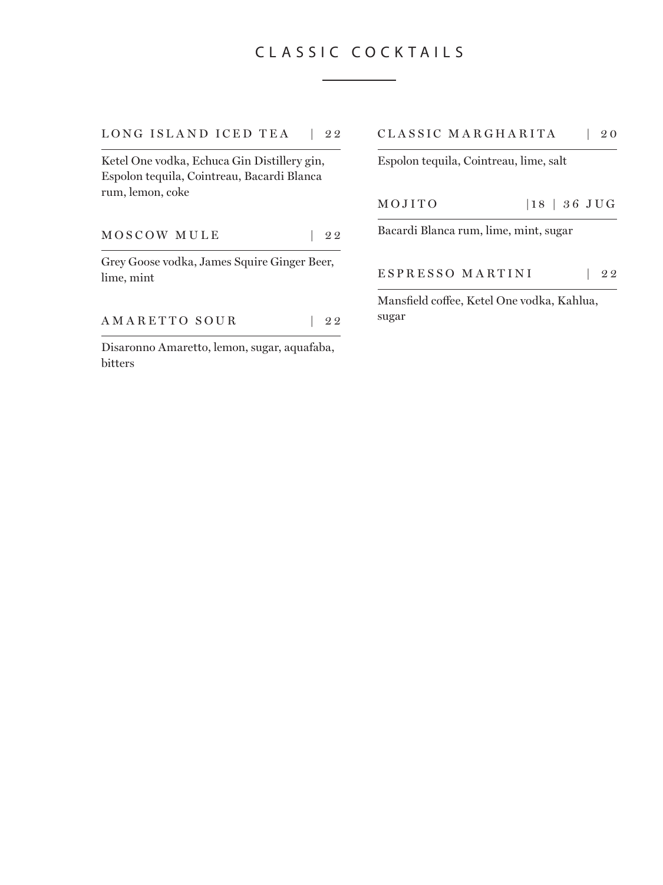# CLASSIC COCKTAILS

### LONG ISLAND ICED TEA | 22

Ketel One vodka, Echuca Gin Distillery gin, Espolon tequila, Cointreau, Bacardi Blanca rum, lemon, coke

### MOSCOW MULE | 22

Grey Goose vodka, James Squire Ginger Beer, lime, mint

### AMARETTO SOUR | 22

Disaronno Amaretto, lemon, sugar, aquafaba, bitters

### CLASSIC MARGHARITA | 20

Espolon tequila, Cointreau, lime, salt

### MOJITO |18 | 36 JUG

Bacardi Blanca rum, lime, mint, sugar

### ESPRESSO MARTINI | 22

Mansfield coffee, Ketel One vodka, Kahlua, sugar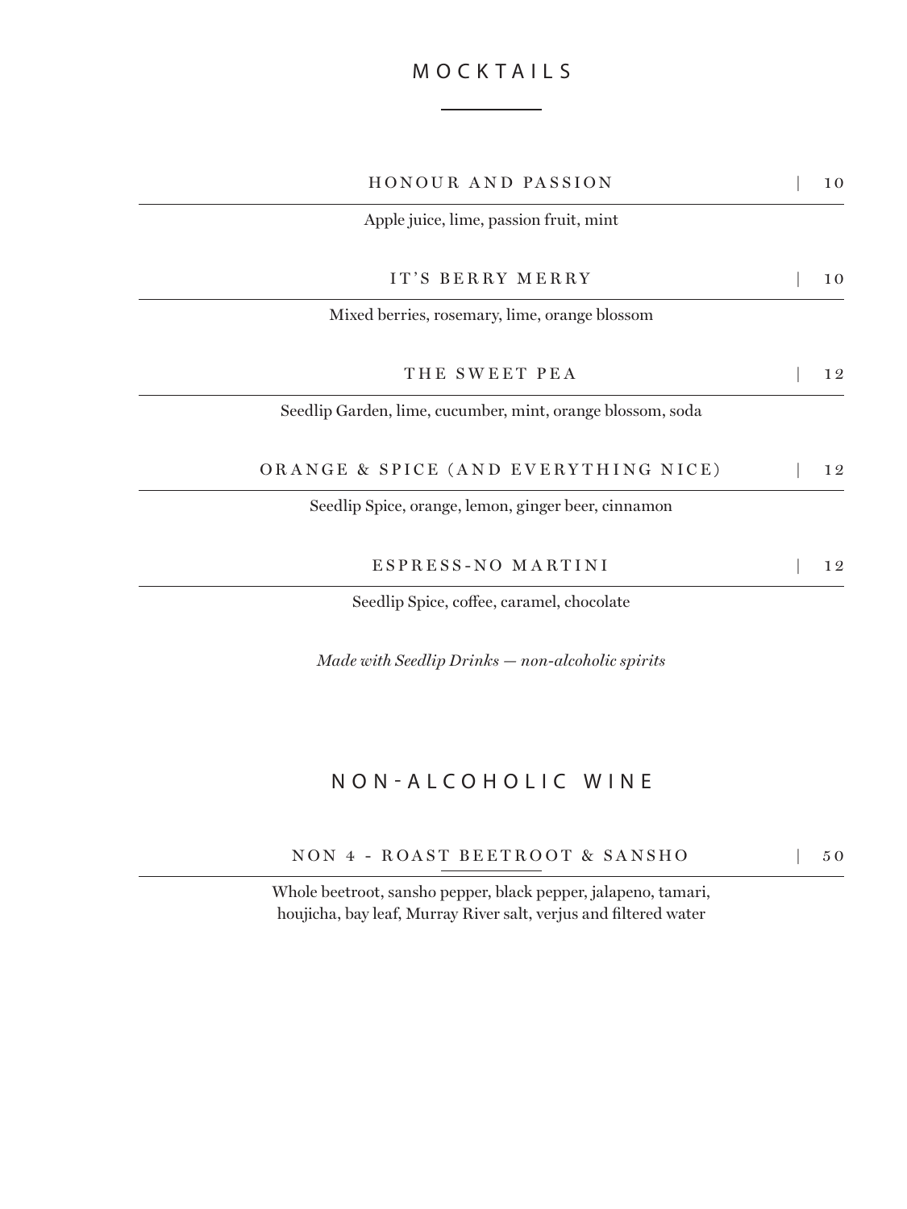# MOCKTAILS

## HONOUR AND PASSION | 10

Apple juice, lime, passion fruit, mint

## IT'S BERRY MERRY | 10

Mixed berries, rosemary, lime, orange blossom

## THE SWEET PEA | 12

Seedlip Garden, lime, cucumber, mint, orange blossom, soda

## ORANGE & SPICE (AND EVERYTHING NICE) | 12

Seedlip Spice, orange, lemon, ginger beer, cinnamon

## ESPRESS-NO MARTINI | 12

Seedlip Spice, coffee, caramel, chocolate

*Made with Seedlip Drinks — non-alcoholic spirits*

# NON-ALCOHOLIC WINE

## NON 4 - ROAST BEETROOT & SANSHO | 50

Whole beetroot, sansho pepper, black pepper, jalapeno, tamari, houjicha, bay leaf, Murray River salt, verjus and filtered water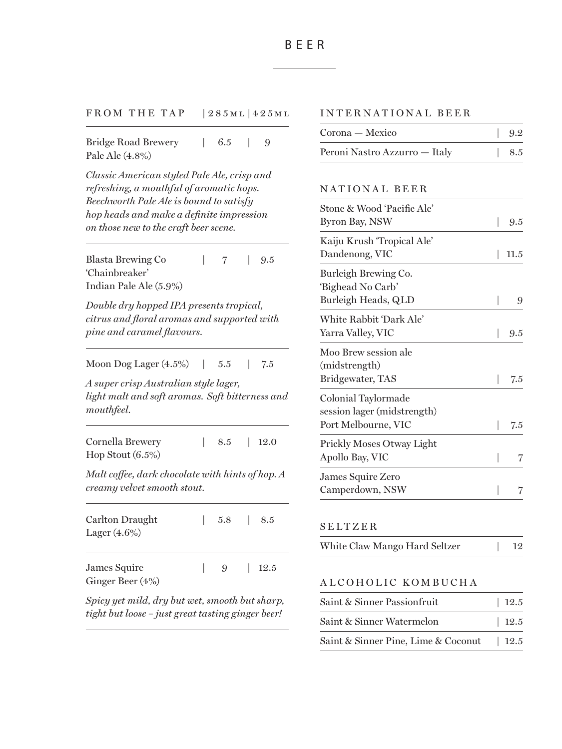# BEER

## FROM THE TAP

| | 285ml | 425ml |
|---|---|---|
| Bridge Road Brewery Pale Ale (4.8%) | 6.5 | 9 |

*Classic American styled Pale Ale, crisp and refreshing, a mouthful of aromatic hops. Beechworth Pale Ale is bound to satisfy hop heads and make a definite impression on those new to the craft beer scene.*

| | 285ml | 425ml |
|---|---|---|
| Blasta Brewing Co 'Chainbreaker' Indian Pale Ale (5.9%) | 7 | 9.5 |

*Double dry hopped IPA presents tropical, citrus and floral aromas and supported with pine and caramel flavours.*

| | 285ml | 425ml |
|---|---|---|
| Moon Dog Lager (4.5%) | 5.5 | 7.5 |

*A super crisp Australian style lager, light malt and soft aromas. Soft bitterness and mouthfeel.*

| | 285ml | 425ml |
|---|---|---|
| Cornella Brewery Hop Stout (6.5%) | 8.5 | 12.0 |

*Malt coffee, dark chocolate with hints of hop. A creamy velvet smooth stout.*

| | 285ml | 425ml |
|---|---|---|
| Carlton Draught Lager (4.6%) | 5.8 | 8.5 |
| James Squire Ginger Beer (4%) | 9 | 12.5 |

*Spicy yet mild, dry but wet, smooth but sharp, tight but loose – just great tasting ginger beer!*

## INTERNATIONAL BEER

| | |
|---|---|
| Corona — Mexico | 9.2 |
| Peroni Nastro Azzurro — Italy | 8.5 |

## NATIONAL BEER

| | |
|---|---|
| Stone & Wood 'Pacific Ale' Byron Bay, NSW | 9.5 |
| Kaiju Krush 'Tropical Ale' Dandenong, VIC | 11.5 |
| Burleigh Brewing Co. 'Bighead No Carb' Burleigh Heads, QLD | 9 |
| White Rabbit 'Dark Ale' Yarra Valley, VIC | 9.5 |
| Moo Brew session ale (midstrength) Bridgewater, TAS | 7.5 |
| Colonial Taylormade session lager (midstrength) Port Melbourne, VIC | 7.5 |
| Prickly Moses Otway Light Apollo Bay, VIC | 7 |
| James Squire Zero Camperdown, NSW | 7 |

## SELTZER

| | |
|---|---|
| White Claw Mango Hard Seltzer | 12 |

## ALCOHOLIC KOMBUCHA

| | |
|---|---|
| Saint & Sinner Passionfruit | 12.5 |
| Saint & Sinner Watermelon | 12.5 |
| Saint & Sinner Pine, Lime & Coconut | 12.5 |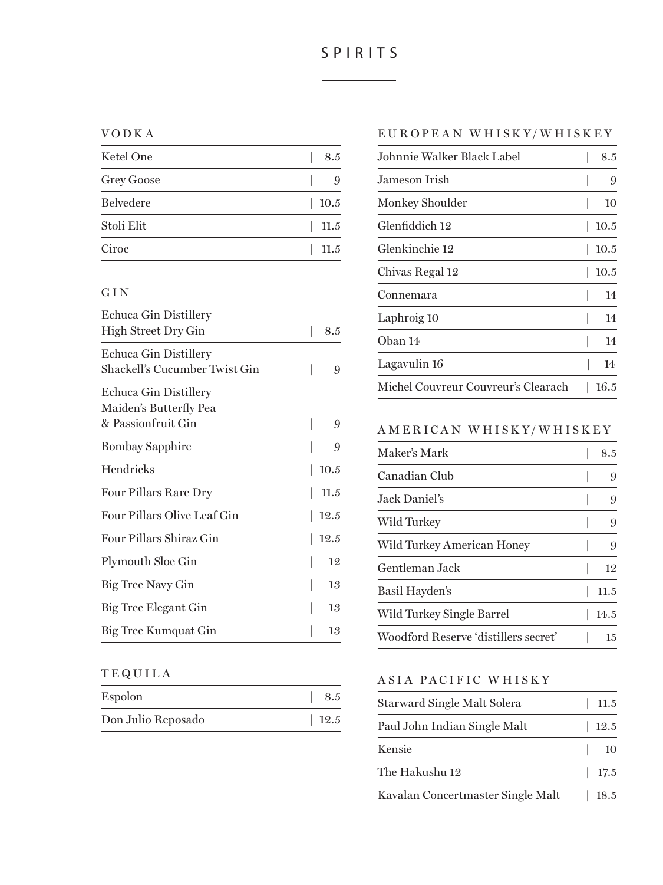# SPIRITS

## VODKA

| Item | Price |
|---|---|
| Ketel One | 8.5 |
| Grey Goose | 9 |
| Belvedere | 10.5 |
| Stoli Elit | 11.5 |
| Ciroc | 11.5 |

## GIN

| Item | Price |
|---|---|
| Echuca Gin Distillery High Street Dry Gin | 8.5 |
| Echuca Gin Distillery Shackell's Cucumber Twist Gin | 9 |
| Echuca Gin Distillery Maiden's Butterfly Pea & Passionfruit Gin | 9 |
| Bombay Sapphire | 9 |
| Hendricks | 10.5 |
| Four Pillars Rare Dry | 11.5 |
| Four Pillars Olive Leaf Gin | 12.5 |
| Four Pillars Shiraz Gin | 12.5 |
| Plymouth Sloe Gin | 12 |
| Big Tree Navy Gin | 13 |
| Big Tree Elegant Gin | 13 |
| Big Tree Kumquat Gin | 13 |

## TEQUILA

| Item | Price |
|---|---|
| Espolon | 8.5 |
| Don Julio Reposado | 12.5 |

## EUROPEAN WHISKY/WHISKEY

| Item | Price |
|---|---|
| Johnnie Walker Black Label | 8.5 |
| Jameson Irish | 9 |
| Monkey Shoulder | 10 |
| Glenfiddich 12 | 10.5 |
| Glenkinchie 12 | 10.5 |
| Chivas Regal 12 | 10.5 |
| Connemara | 14 |
| Laphroig 10 | 14 |
| Oban 14 | 14 |
| Lagavulin 16 | 14 |
| Michel Couvreur Couvreur's Clearach | 16.5 |

## AMERICAN WHISKY/WHISKEY

| Item | Price |
|---|---|
| Maker's Mark | 8.5 |
| Canadian Club | 9 |
| Jack Daniel's | 9 |
| Wild Turkey | 9 |
| Wild Turkey American Honey | 9 |
| Gentleman Jack | 12 |
| Basil Hayden's | 11.5 |
| Wild Turkey Single Barrel | 14.5 |
| Woodford Reserve 'distillers secret' | 15 |

## ASIA PACIFIC WHISKY

| Item | Price |
|---|---|
| Starward Single Malt Solera | 11.5 |
| Paul John Indian Single Malt | 12.5 |
| Kensie | 10 |
| The Hakushu 12 | 17.5 |
| Kavalan Concertmaster Single Malt | 18.5 |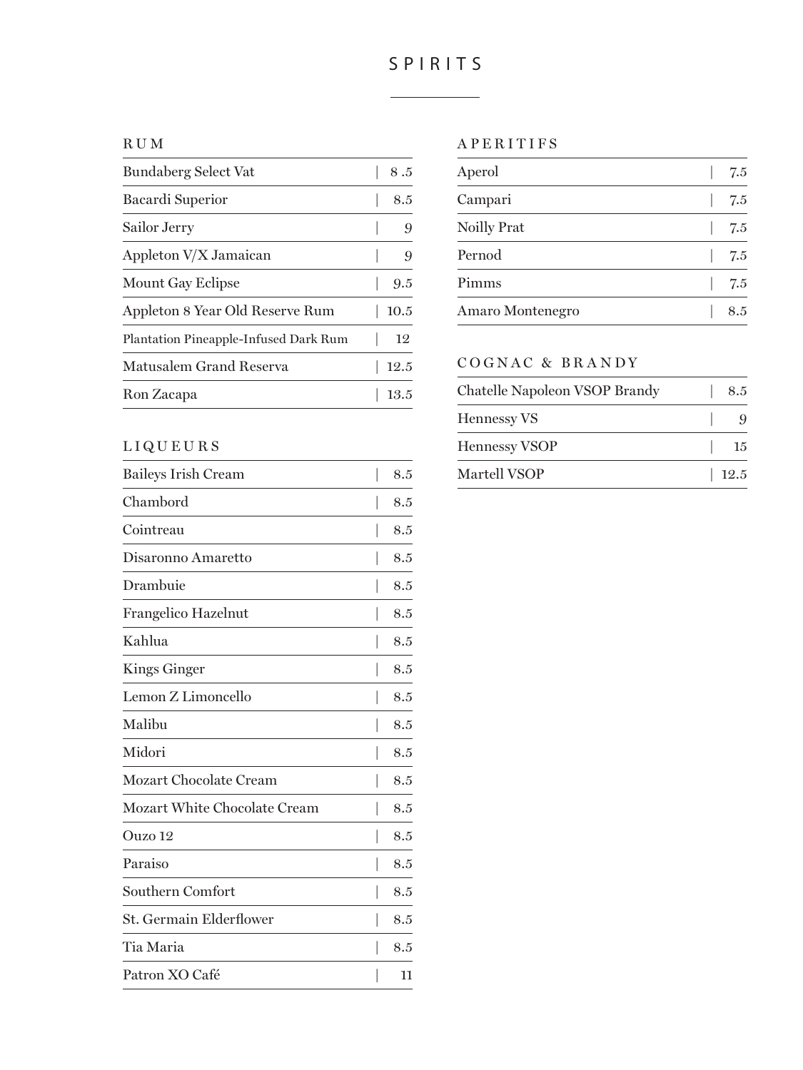# SPIRITS

## RUM

| Item | Price |
|---|---|
| Bundaberg Select Vat | 8 .5 |
| Bacardi Superior | 8.5 |
| Sailor Jerry | 9 |
| Appleton V/X Jamaican | 9 |
| Mount Gay Eclipse | 9.5 |
| Appleton 8 Year Old Reserve Rum | 10.5 |
| Plantation Pineapple-Infused Dark Rum | 12 |
| Matusalem Grand Reserva | 12.5 |
| Ron Zacapa | 13.5 |

## LIQUEURS

| Item | Price |
|---|---|
| Baileys Irish Cream | 8.5 |
| Chambord | 8.5 |
| Cointreau | 8.5 |
| Disaronno Amaretto | 8.5 |
| Drambuie | 8.5 |
| Frangelico Hazelnut | 8.5 |
| Kahlua | 8.5 |
| Kings Ginger | 8.5 |
| Lemon Z Limoncello | 8.5 |
| Malibu | 8.5 |
| Midori | 8.5 |
| Mozart Chocolate Cream | 8.5 |
| Mozart White Chocolate Cream | 8.5 |
| Ouzo 12 | 8.5 |
| Paraiso | 8.5 |
| Southern Comfort | 8.5 |
| St. Germain Elderflower | 8.5 |
| Tia Maria | 8.5 |
| Patron XO Café | 11 |

## APERITIFS

| Item | Price |
|---|---|
| Aperol | 7.5 |
| Campari | 7.5 |
| Noilly Prat | 7.5 |
| Pernod | 7.5 |
| Pimms | 7.5 |
| Amaro Montenegro | 8.5 |

## COGNAC & BRANDY

| Item | Price |
|---|---|
| Chatelle Napoleon VSOP Brandy | 8.5 |
| Hennessy VS | 9 |
| Hennessy VSOP | 15 |
| Martell VSOP | 12.5 |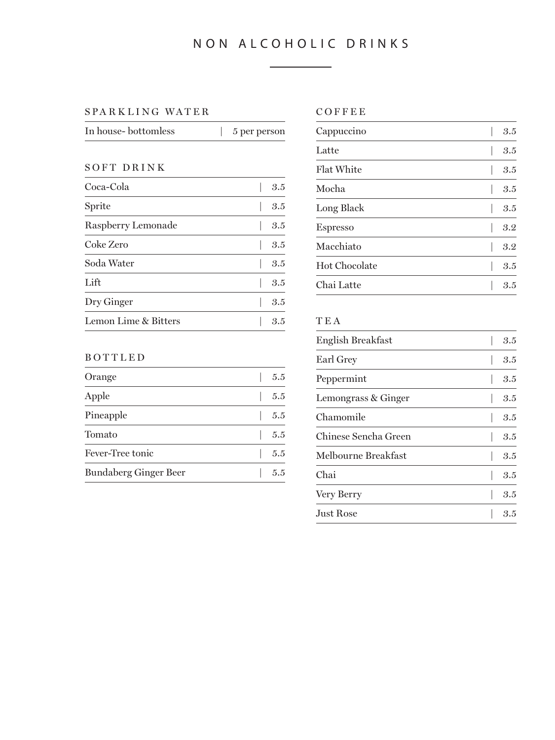# NON ALCOHOLIC DRINKS

## SPARKLING WATER

| Item | Price |
|---|---|
| In house- bottomless | 5 per person |

## SOFT DRINK

| Item | Price |
|---|---|
| Coca-Cola | 3.5 |
| Sprite | 3.5 |
| Raspberry Lemonade | 3.5 |
| Coke Zero | 3.5 |
| Soda Water | 3.5 |
| Lift | 3.5 |
| Dry Ginger | 3.5 |
| Lemon Lime & Bitters | 3.5 |

## BOTTLED

| Item | Price |
|---|---|
| Orange | 5.5 |
| Apple | 5.5 |
| Pineapple | 5.5 |
| Tomato | 5.5 |
| Fever-Tree tonic | 5.5 |
| Bundaberg Ginger Beer | 5.5 |

## COFFEE

| Item | Price |
|---|---|
| Cappuccino | 3.5 |
| Latte | 3.5 |
| Flat White | 3.5 |
| Mocha | 3.5 |
| Long Black | 3.5 |
| Espresso | 3.2 |
| Macchiato | 3.2 |
| Hot Chocolate | 3.5 |
| Chai Latte | 3.5 |

## TEA

| Item | Price |
|---|---|
| English Breakfast | 3.5 |
| Earl Grey | 3.5 |
| Peppermint | 3.5 |
| Lemongrass & Ginger | 3.5 |
| Chamomile | 3.5 |
| Chinese Sencha Green | 3.5 |
| Melbourne Breakfast | 3.5 |
| Chai | 3.5 |
| Very Berry | 3.5 |
| Just Rose | 3.5 |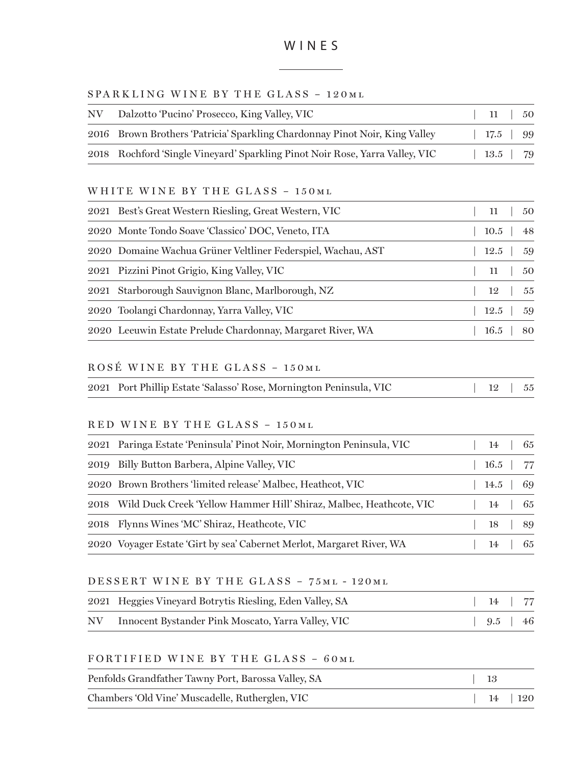# WINES

## SPARKLING WINE BY THE GLASS – 120ML

| Vintage | Wine | Glass | Bottle |
|---|---|---|---|
| NV | Dalzotto 'Pucino' Prosecco, King Valley, VIC | 11 | 50 |
| 2016 | Brown Brothers 'Patricia' Sparkling Chardonnay Pinot Noir, King Valley | 17.5 | 99 |
| 2018 | Rochford 'Single Vineyard' Sparkling Pinot Noir Rose, Yarra Valley, VIC | 13.5 | 79 |

## WHITE WINE BY THE GLASS – 150ML

| Vintage | Wine | Glass | Bottle |
|---|---|---|---|
| 2021 | Best's Great Western Riesling, Great Western, VIC | 11 | 50 |
| 2020 | Monte Tondo Soave 'Classico' DOC, Veneto, ITA | 10.5 | 48 |
| 2020 | Domaine Wachua Grüner Veltliner Federspiel, Wachau, AST | 12.5 | 59 |
| 2021 | Pizzini Pinot Grigio, King Valley, VIC | 11 | 50 |
| 2021 | Starborough Sauvignon Blanc, Marlborough, NZ | 12 | 55 |
| 2020 | Toolangi Chardonnay, Yarra Valley, VIC | 12.5 | 59 |
| 2020 | Leeuwin Estate Prelude Chardonnay, Margaret River, WA | 16.5 | 80 |

## ROSÉ WINE BY THE GLASS – 150ML

| Vintage | Wine | Glass | Bottle |
|---|---|---|---|
| 2021 | Port Phillip Estate 'Salasso' Rose, Mornington Peninsula, VIC | 12 | 55 |

## RED WINE BY THE GLASS – 150ML

| Vintage | Wine | Glass | Bottle |
|---|---|---|---|
| 2021 | Paringa Estate 'Peninsula' Pinot Noir, Mornington Peninsula, VIC | 14 | 65 |
| 2019 | Billy Button Barbera, Alpine Valley, VIC | 16.5 | 77 |
| 2020 | Brown Brothers 'limited release' Malbec, Heathcot, VIC | 14.5 | 69 |
| 2018 | Wild Duck Creek 'Yellow Hammer Hill' Shiraz, Malbec, Heathcote, VIC | 14 | 65 |
| 2018 | Flynns Wines 'MC' Shiraz, Heathcote, VIC | 18 | 89 |
| 2020 | Voyager Estate 'Girt by sea' Cabernet Merlot, Margaret River, WA | 14 | 65 |

## DESSERT WINE BY THE GLASS – 75ML - 120ML

| Vintage | Wine | Glass | Bottle |
|---|---|---|---|
| 2021 | Heggies Vineyard Botrytis Riesling, Eden Valley, SA | 14 | 77 |
| NV | Innocent Bystander Pink Moscato, Yarra Valley, VIC | 9.5 | 46 |

## FORTIFIED WINE BY THE GLASS – 60ML

| Wine | Glass | Bottle |
|---|---|---|
| Penfolds Grandfather Tawny Port, Barossa Valley, SA | 13 | |
| Chambers 'Old Vine' Muscadelle, Rutherglen, VIC | 14 | 120 |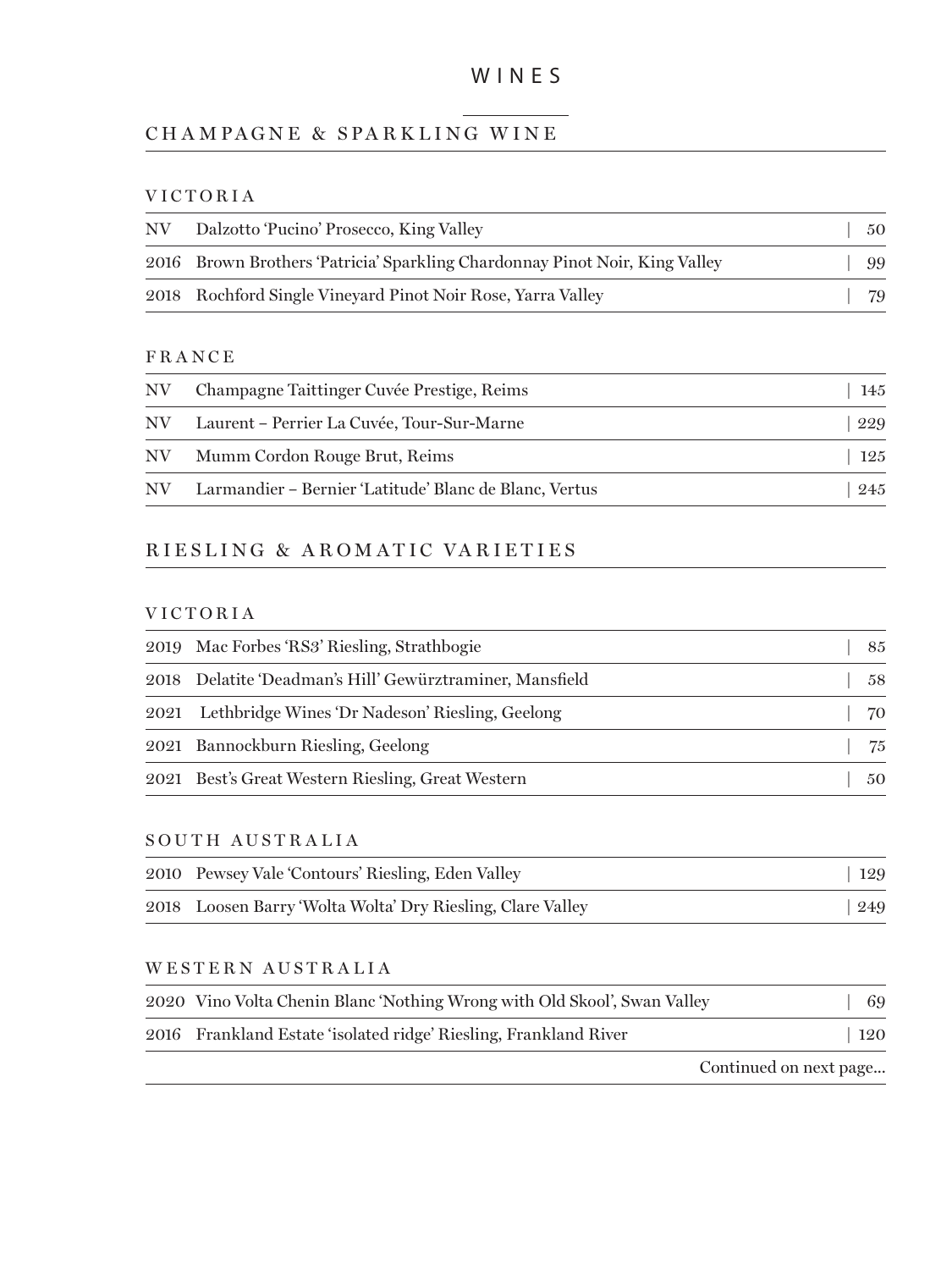# WINES

## CHAMPAGNE & SPARKLING WINE

### VICTORIA

| | | |
|---|---|---|
| NV | Dalzotto 'Pucino' Prosecco, King Valley | 50 |
| 2016 | Brown Brothers 'Patricia' Sparkling Chardonnay Pinot Noir, King Valley | 99 |
| 2018 | Rochford Single Vineyard Pinot Noir Rose, Yarra Valley | 79 |

### FRANCE

| | | |
|---|---|---|
| NV | Champagne Taittinger Cuvée Prestige, Reims | 145 |
| NV | Laurent – Perrier La Cuvée, Tour-Sur-Marne | 229 |
| NV | Mumm Cordon Rouge Brut, Reims | 125 |
| NV | Larmandier – Bernier 'Latitude' Blanc de Blanc, Vertus | 245 |

## RIESLING & AROMATIC VARIETIES

### VICTORIA

| | | |
|---|---|---|
| 2019 | Mac Forbes 'RS3' Riesling, Strathbogie | 85 |
| 2018 | Delatite 'Deadman's Hill' Gewürztraminer, Mansfield | 58 |
| 2021 | Lethbridge Wines 'Dr Nadeson' Riesling, Geelong | 70 |
| 2021 | Bannockburn Riesling, Geelong | 75 |
| 2021 | Best's Great Western Riesling, Great Western | 50 |

### SOUTH AUSTRALIA

| | | |
|---|---|---|
| 2010 | Pewsey Vale 'Contours' Riesling, Eden Valley | 129 |
| 2018 | Loosen Barry 'Wolta Wolta' Dry Riesling, Clare Valley | 249 |

### WESTERN AUSTRALIA

| | | |
|---|---|---|
| 2020 | Vino Volta Chenin Blanc 'Nothing Wrong with Old Skool', Swan Valley | 69 |
| 2016 | Frankland Estate 'isolated ridge' Riesling, Frankland River | 120 |

Continued on next page...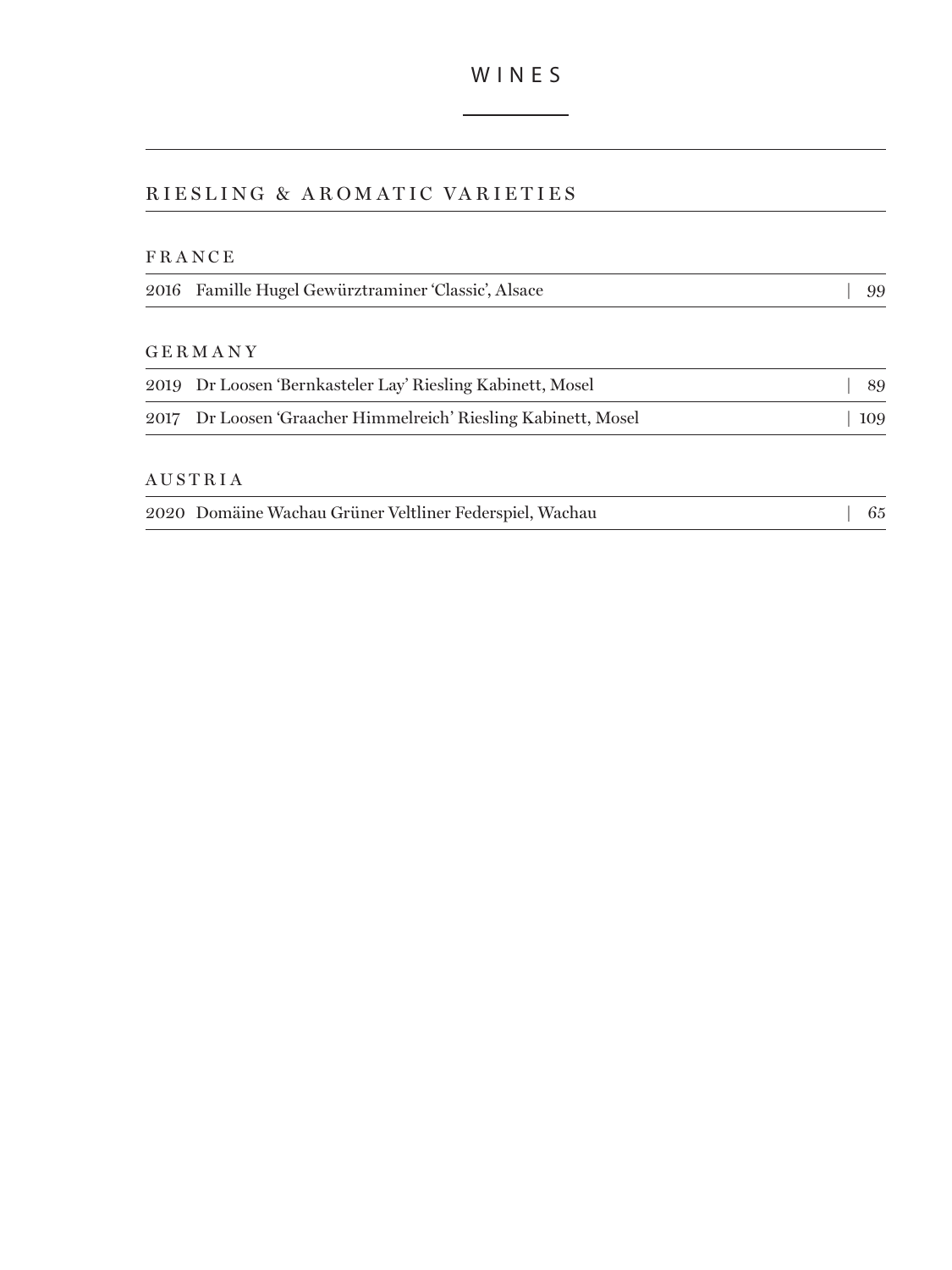# WINES

## RIESLING & AROMATIC VARIETIES

### FRANCE

| | | |
|---|---|---|
| 2016 | Famille Hugel Gewürztraminer 'Classic', Alsace | 99 |

### GERMANY

| | | |
|---|---|---|
| 2019 | Dr Loosen 'Bernkasteler Lay' Riesling Kabinett, Mosel | 89 |
| 2017 | Dr Loosen 'Graacher Himmelreich' Riesling Kabinett, Mosel | 109 |

### AUSTRIA

| | | |
|---|---|---|
| 2020 | Domäine Wachau Grüner Veltliner Federspiel, Wachau | 65 |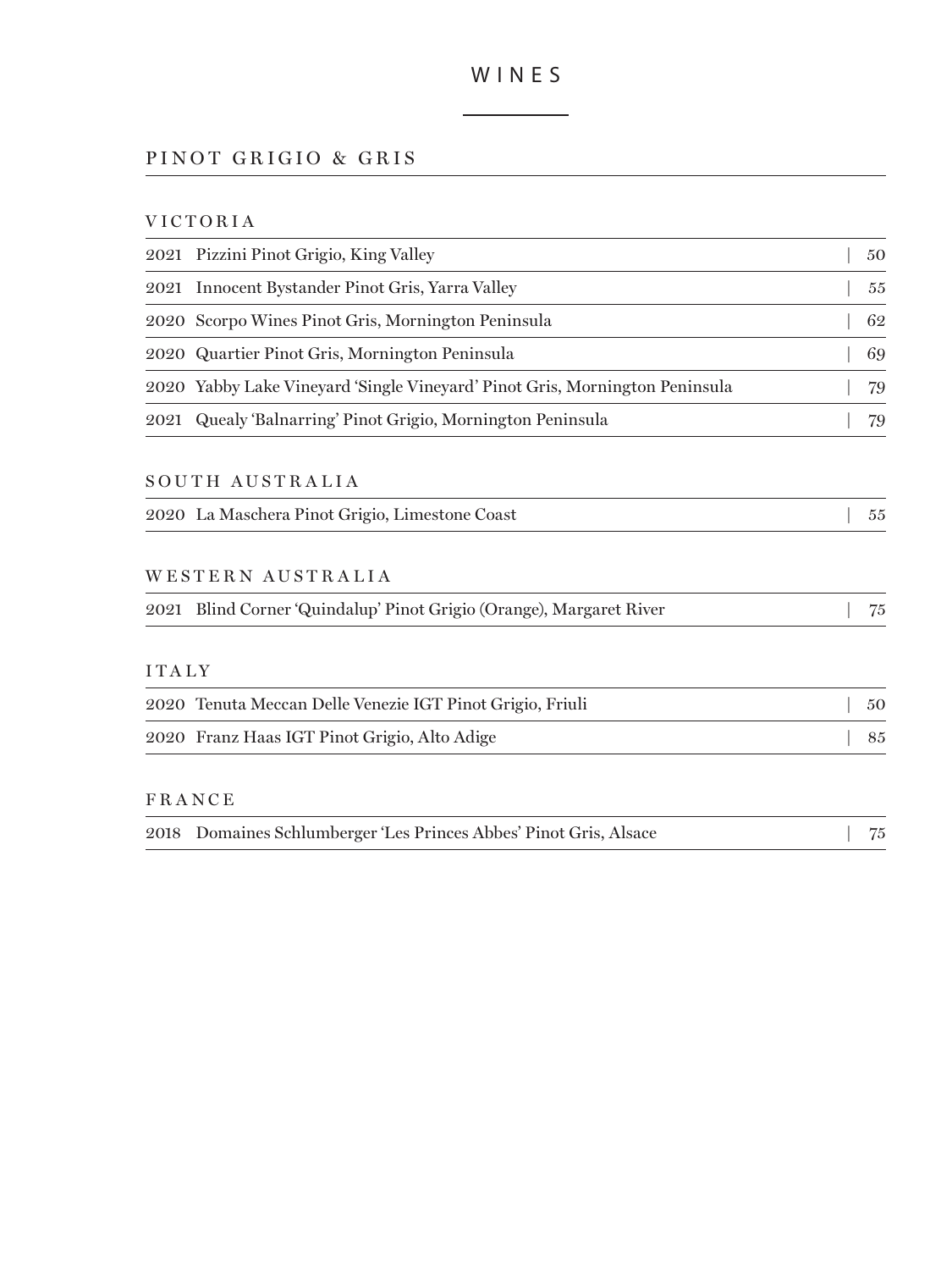# WINES

## PINOT GRIGIO & GRIS

### VICTORIA

| | | |
|---|---|---|
| 2021 | Pizzini Pinot Grigio, King Valley | 50 |
| 2021 | Innocent Bystander Pinot Gris, Yarra Valley | 55 |
| 2020 | Scorpo Wines Pinot Gris, Mornington Peninsula | 62 |
| 2020 | Quartier Pinot Gris, Mornington Peninsula | 69 |
| 2020 | Yabby Lake Vineyard 'Single Vineyard' Pinot Gris, Mornington Peninsula | 79 |
| 2021 | Quealy 'Balnarring' Pinot Grigio, Mornington Peninsula | 79 |

### SOUTH AUSTRALIA

| | | |
|---|---|---|
| 2020 | La Maschera Pinot Grigio, Limestone Coast | 55 |

### WESTERN AUSTRALIA

| | | |
|---|---|---|
| 2021 | Blind Corner 'Quindalup' Pinot Grigio (Orange), Margaret River | 75 |

### ITALY

| | | |
|---|---|---|
| 2020 | Tenuta Meccan Delle Venezie IGT Pinot Grigio, Friuli | 50 |
| 2020 | Franz Haas IGT Pinot Grigio, Alto Adige | 85 |

### FRANCE

| | | |
|---|---|---|
| 2018 | Domaines Schlumberger 'Les Princes Abbes' Pinot Gris, Alsace | 75 |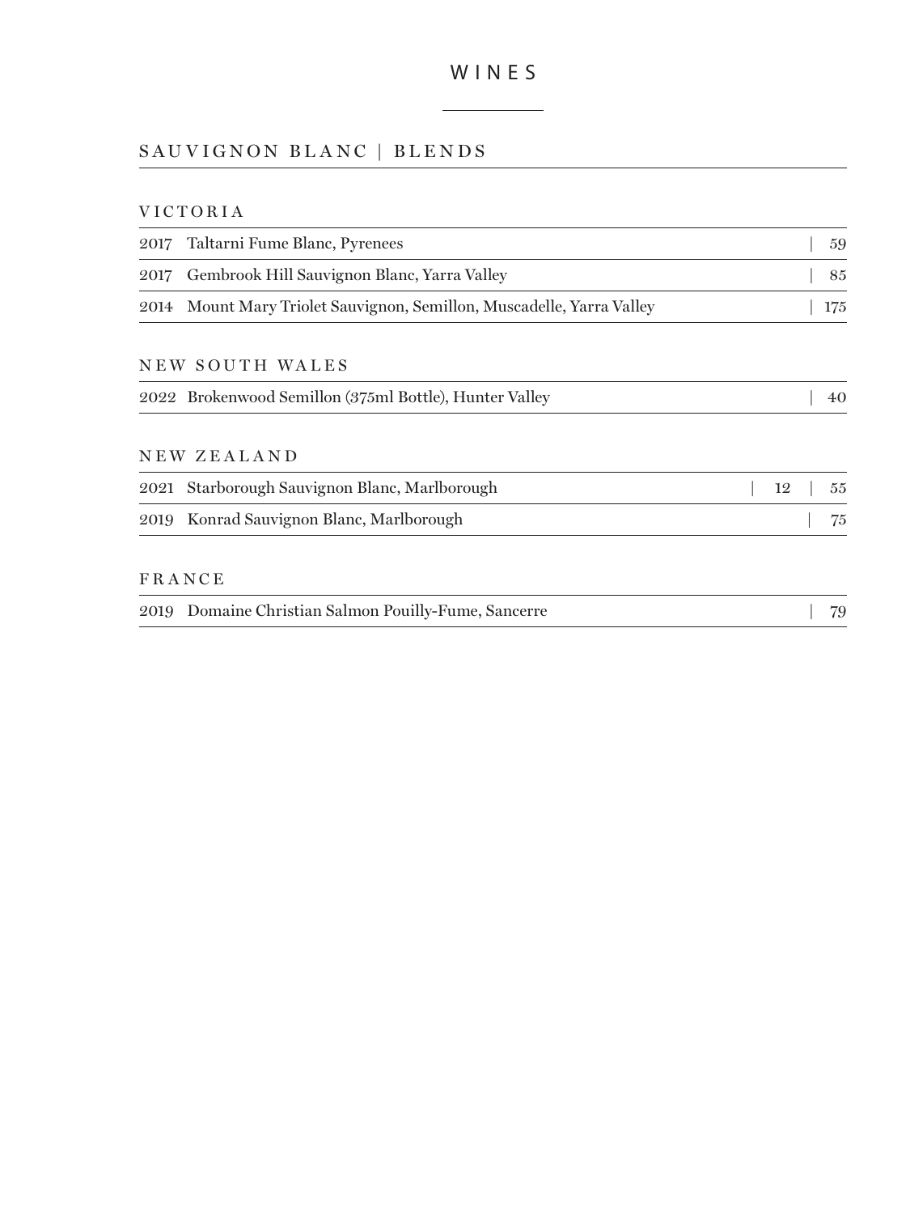# WINES

## SAUVIGNON BLANC | BLENDS

### VICTORIA

| Vintage | Wine | Glass | Bottle |
|---|---|---|---|
| 2017 | Taltarni Fume Blanc, Pyrenees | | 59 |
| 2017 | Gembrook Hill Sauvignon Blanc, Yarra Valley | | 85 |
| 2014 | Mount Mary Triolet Sauvignon, Semillon, Muscadelle, Yarra Valley | | 175 |

### NEW SOUTH WALES

| Vintage | Wine | Glass | Bottle |
|---|---|---|---|
| 2022 | Brokenwood Semillon (375ml Bottle), Hunter Valley | | 40 |

### NEW ZEALAND

| Vintage | Wine | Glass | Bottle |
|---|---|---|---|
| 2021 | Starborough Sauvignon Blanc, Marlborough | 12 | 55 |
| 2019 | Konrad Sauvignon Blanc, Marlborough | | 75 |

### FRANCE

| Vintage | Wine | Glass | Bottle |
|---|---|---|---|
| 2019 | Domaine Christian Salmon Pouilly-Fume, Sancerre | | 79 |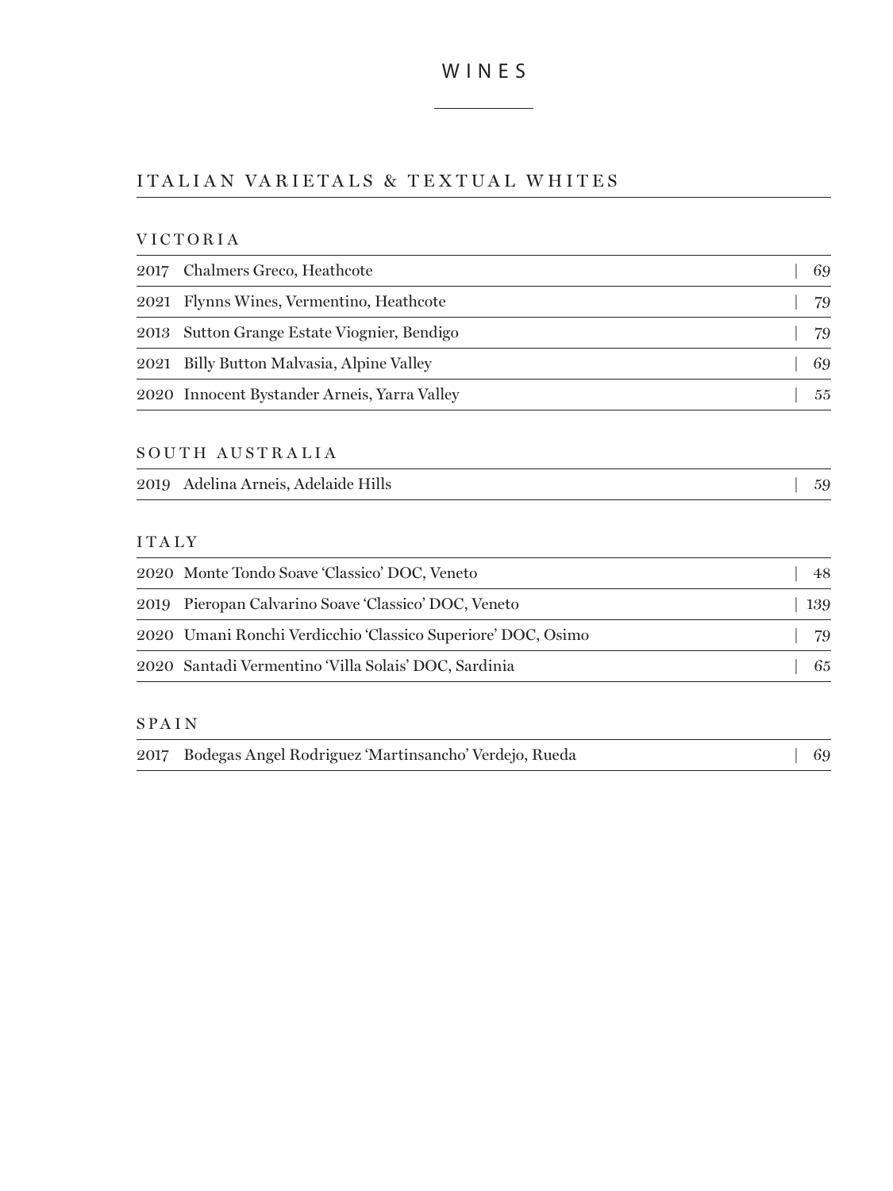# WINES

## ITALIAN VARIETALS & TEXTUAL WHITES

### VICTORIA

| | | |
|---|---|---|
| 2017 | Chalmers Greco, Heathcote | 69 |
| 2021 | Flynns Wines, Vermentino, Heathcote | 79 |
| 2013 | Sutton Grange Estate Viognier, Bendigo | 79 |
| 2021 | Billy Button Malvasia, Alpine Valley | 69 |
| 2020 | Innocent Bystander Arneis, Yarra Valley | 55 |

### SOUTH AUSTRALIA

| | | |
|---|---|---|
| 2019 | Adelina Arneis, Adelaide Hills | 59 |

### ITALY

| | | |
|---|---|---|
| 2020 | Monte Tondo Soave 'Classico' DOC, Veneto | 48 |
| 2019 | Pieropan Calvarino Soave 'Classico' DOC, Veneto | 139 |
| 2020 | Umani Ronchi Verdicchio 'Classico Superiore' DOC, Osimo | 79 |
| 2020 | Santadi Vermentino 'Villa Solais' DOC, Sardinia | 65 |

### SPAIN

| | | |
|---|---|---|
| 2017 | Bodegas Angel Rodriguez 'Martinsancho' Verdejo, Rueda | 69 |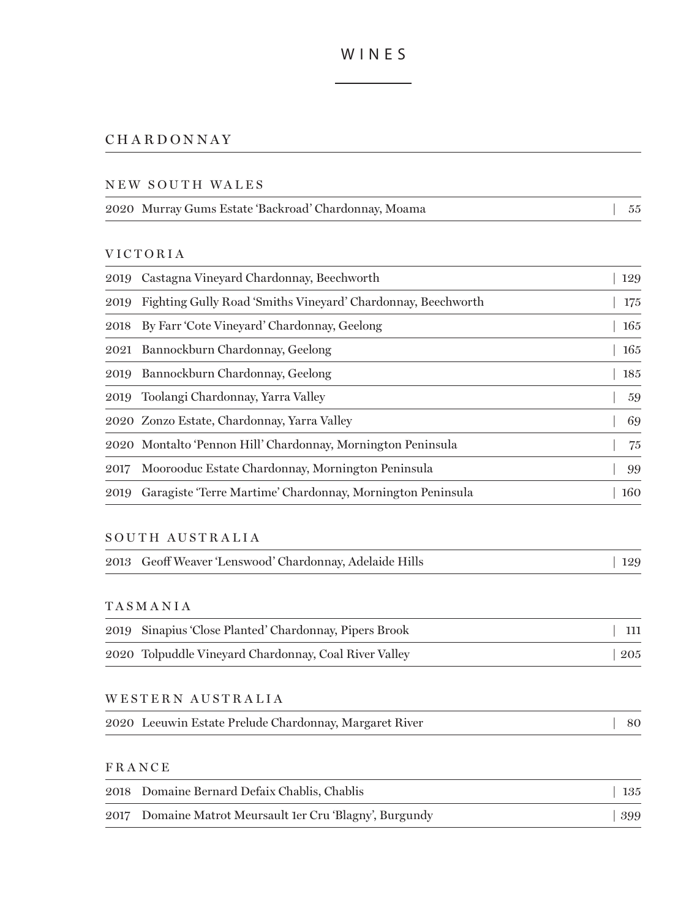# WINES

## CHARDONNAY

### NEW SOUTH WALES

| | | |
|---|---|---|
| 2020 | Murray Gums Estate 'Backroad' Chardonnay, Moama | 55 |

### VICTORIA

| | | |
|---|---|---|
| 2019 | Castagna Vineyard Chardonnay, Beechworth | 129 |
| 2019 | Fighting Gully Road 'Smiths Vineyard' Chardonnay, Beechworth | 175 |
| 2018 | By Farr 'Cote Vineyard' Chardonnay, Geelong | 165 |
| 2021 | Bannockburn Chardonnay, Geelong | 165 |
| 2019 | Bannockburn Chardonnay, Geelong | 185 |
| 2019 | Toolangi Chardonnay, Yarra Valley | 59 |
| 2020 | Zonzo Estate, Chardonnay, Yarra Valley | 69 |
| 2020 | Montalto 'Pennon Hill' Chardonnay, Mornington Peninsula | 75 |
| 2017 | Moorooduc Estate Chardonnay, Mornington Peninsula | 99 |
| 2019 | Garagiste 'Terre Martime' Chardonnay, Mornington Peninsula | 160 |

### SOUTH AUSTRALIA

| | | |
|---|---|---|
| 2013 | Geoff Weaver 'Lenswood' Chardonnay, Adelaide Hills | 129 |

### TASMANIA

| | | |
|---|---|---|
| 2019 | Sinapius 'Close Planted' Chardonnay, Pipers Brook | 111 |
| 2020 | Tolpuddle Vineyard Chardonnay, Coal River Valley | 205 |

### WESTERN AUSTRALIA

| | | |
|---|---|---|
| 2020 | Leeuwin Estate Prelude Chardonnay, Margaret River | 80 |

### FRANCE

| | | |
|---|---|---|
| 2018 | Domaine Bernard Defaix Chablis, Chablis | 135 |
| 2017 | Domaine Matrot Meursault 1er Cru 'Blagny', Burgundy | 399 |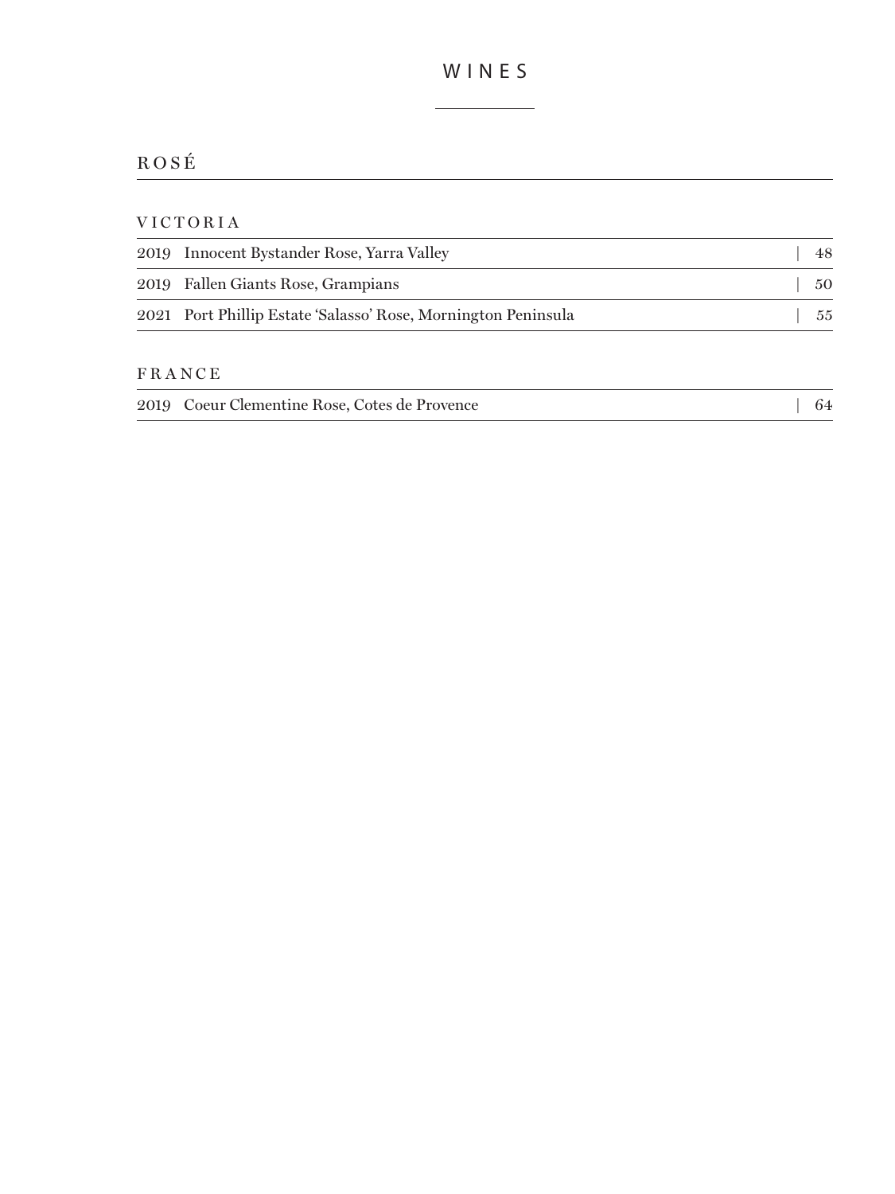# WINES

## ROSÉ

### VICTORIA

| | | |
|---|---|---|
| 2019 | Innocent Bystander Rose, Yarra Valley | 48 |
| 2019 | Fallen Giants Rose, Grampians | 50 |
| 2021 | Port Phillip Estate 'Salasso' Rose, Mornington Peninsula | 55 |

### FRANCE

| | | |
|---|---|---|
| 2019 | Coeur Clementine Rose, Cotes de Provence | 64 |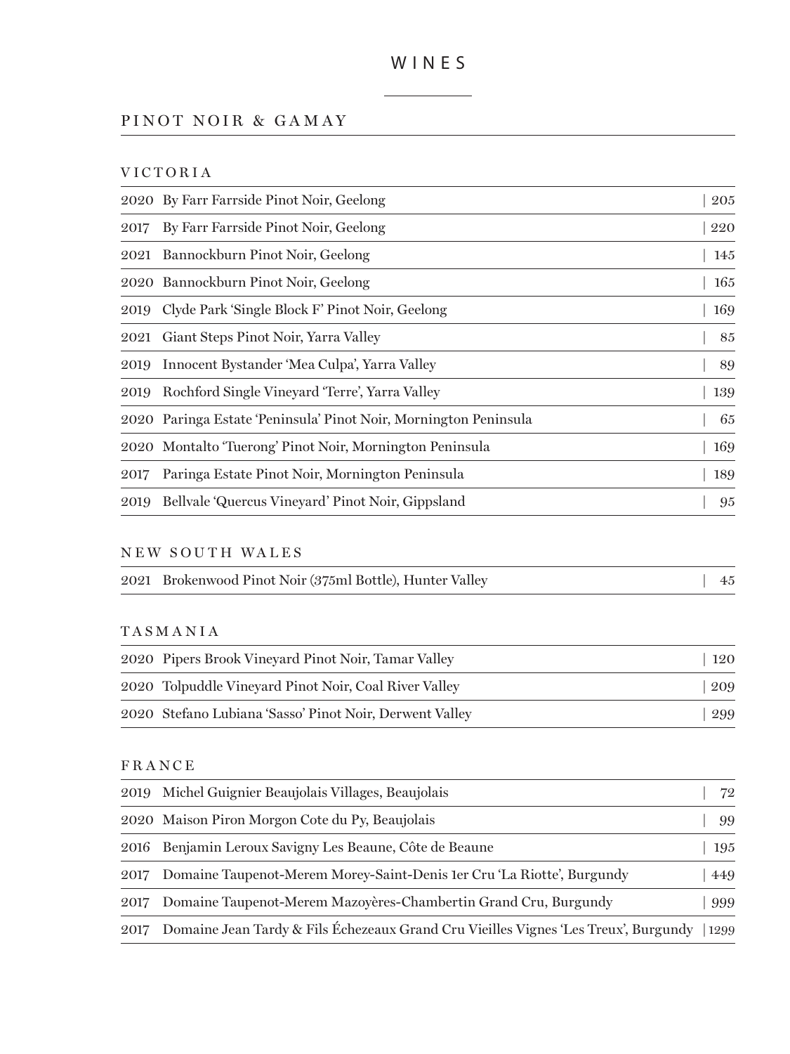# WINES

## PINOT NOIR & GAMAY

### VICTORIA

| Vintage | Wine | Price |
|---|---|---|
| 2020 | By Farr Farrside Pinot Noir, Geelong | 205 |
| 2017 | By Farr Farrside Pinot Noir, Geelong | 220 |
| 2021 | Bannockburn Pinot Noir, Geelong | 145 |
| 2020 | Bannockburn Pinot Noir, Geelong | 165 |
| 2019 | Clyde Park 'Single Block F' Pinot Noir, Geelong | 169 |
| 2021 | Giant Steps Pinot Noir, Yarra Valley | 85 |
| 2019 | Innocent Bystander 'Mea Culpa', Yarra Valley | 89 |
| 2019 | Rochford Single Vineyard 'Terre', Yarra Valley | 139 |
| 2020 | Paringa Estate 'Peninsula' Pinot Noir, Mornington Peninsula | 65 |
| 2020 | Montalto 'Tuerong' Pinot Noir, Mornington Peninsula | 169 |
| 2017 | Paringa Estate Pinot Noir, Mornington Peninsula | 189 |
| 2019 | Bellvale 'Quercus Vineyard' Pinot Noir, Gippsland | 95 |

### NEW SOUTH WALES

| Vintage | Wine | Price |
|---|---|---|
| 2021 | Brokenwood Pinot Noir (375ml Bottle), Hunter Valley | 45 |

### TASMANIA

| Vintage | Wine | Price |
|---|---|---|
| 2020 | Pipers Brook Vineyard Pinot Noir, Tamar Valley | 120 |
| 2020 | Tolpuddle Vineyard Pinot Noir, Coal River Valley | 209 |
| 2020 | Stefano Lubiana 'Sasso' Pinot Noir, Derwent Valley | 299 |

### FRANCE

| Vintage | Wine | Price |
|---|---|---|
| 2019 | Michel Guignier Beaujolais Villages, Beaujolais | 72 |
| 2020 | Maison Piron Morgon Cote du Py, Beaujolais | 99 |
| 2016 | Benjamin Leroux Savigny Les Beaune, Côte de Beaune | 195 |
| 2017 | Domaine Taupenot-Merem Morey-Saint-Denis 1er Cru 'La Riotte', Burgundy | 449 |
| 2017 | Domaine Taupenot-Merem Mazoyères-Chambertin Grand Cru, Burgundy | 999 |
| 2017 | Domaine Jean Tardy & Fils Échezeaux Grand Cru Vieilles Vignes 'Les Treux', Burgundy | 1299 |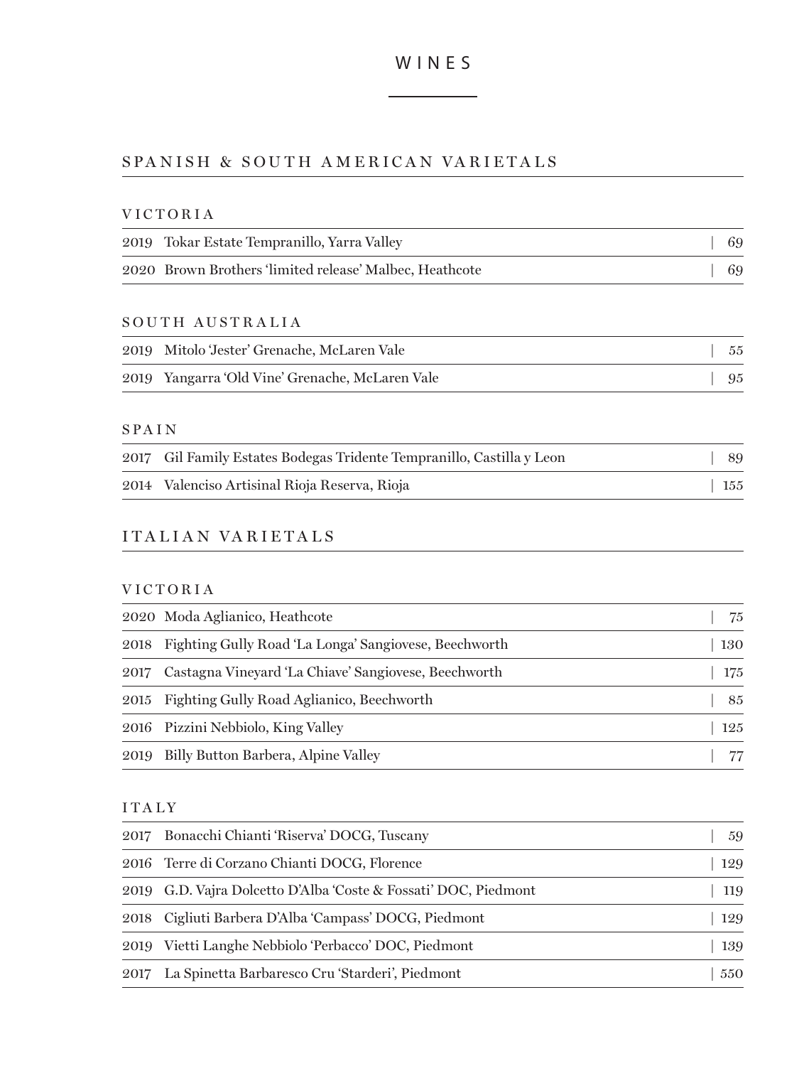# WINES

## SPANISH & SOUTH AMERICAN VARIETALS

### VICTORIA

| | | |
|---|---|---|
| 2019 | Tokar Estate Tempranillo, Yarra Valley | 69 |
| 2020 | Brown Brothers 'limited release' Malbec, Heathcote | 69 |

### SOUTH AUSTRALIA

| | | |
|---|---|---|
| 2019 | Mitolo 'Jester' Grenache, McLaren Vale | 55 |
| 2019 | Yangarra 'Old Vine' Grenache, McLaren Vale | 95 |

### SPAIN

| | | |
|---|---|---|
| 2017 | Gil Family Estates Bodegas Tridente Tempranillo, Castilla y Leon | 89 |
| 2014 | Valenciso Artisinal Rioja Reserva, Rioja | 155 |

## ITALIAN VARIETALS

### VICTORIA

| | | |
|---|---|---|
| 2020 | Moda Aglianico, Heathcote | 75 |
| 2018 | Fighting Gully Road 'La Longa' Sangiovese, Beechworth | 130 |
| 2017 | Castagna Vineyard 'La Chiave' Sangiovese, Beechworth | 175 |
| 2015 | Fighting Gully Road Aglianico, Beechworth | 85 |
| 2016 | Pizzini Nebbiolo, King Valley | 125 |
| 2019 | Billy Button Barbera, Alpine Valley | 77 |

### ITALY

| | | |
|---|---|---|
| 2017 | Bonacchi Chianti 'Riserva' DOCG, Tuscany | 59 |
| 2016 | Terre di Corzano Chianti DOCG, Florence | 129 |
| 2019 | G.D. Vajra Dolcetto D'Alba 'Coste & Fossati' DOC, Piedmont | 119 |
| 2018 | Cigliuti Barbera D'Alba 'Campass' DOCG, Piedmont | 129 |
| 2019 | Vietti Langhe Nebbiolo 'Perbacco' DOC, Piedmont | 139 |
| 2017 | La Spinetta Barbaresco Cru 'Starderi', Piedmont | 550 |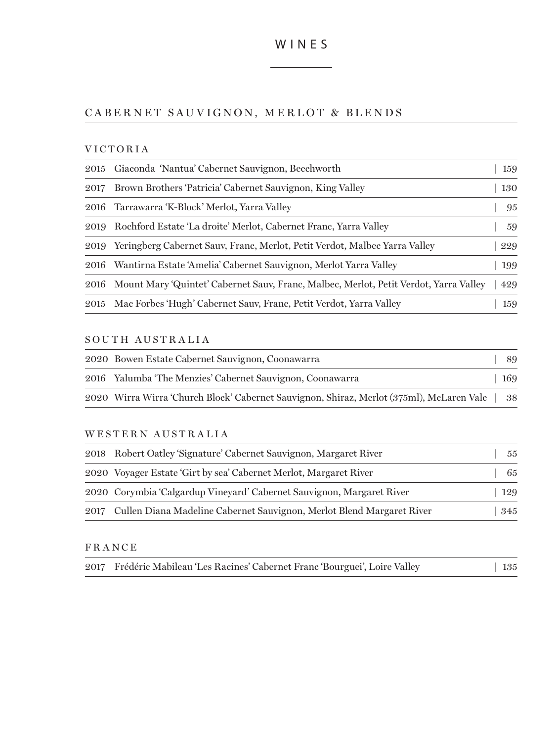# WINES

## CABERNET SAUVIGNON, MERLOT & BLENDS

### VICTORIA

| | | |
|---|---|---|
| 2015 | Giaconda 'Nantua' Cabernet Sauvignon, Beechworth | 159 |
| 2017 | Brown Brothers 'Patricia' Cabernet Sauvignon, King Valley | 130 |
| 2016 | Tarrawarra 'K-Block' Merlot, Yarra Valley | 95 |
| 2019 | Rochford Estate 'La droite' Merlot, Cabernet Franc, Yarra Valley | 59 |
| 2019 | Yeringberg Cabernet Sauv, Franc, Merlot, Petit Verdot, Malbec Yarra Valley | 229 |
| 2016 | Wantirna Estate 'Amelia' Cabernet Sauvignon, Merlot Yarra Valley | 199 |
| 2016 | Mount Mary 'Quintet' Cabernet Sauv, Franc, Malbec, Merlot, Petit Verdot, Yarra Valley | 429 |
| 2015 | Mac Forbes 'Hugh' Cabernet Sauv, Franc, Petit Verdot, Yarra Valley | 159 |

### SOUTH AUSTRALIA

| | | |
|---|---|---|
| 2020 | Bowen Estate Cabernet Sauvignon, Coonawarra | 89 |
| 2016 | Yalumba 'The Menzies' Cabernet Sauvignon, Coonawarra | 169 |
| 2020 | Wirra Wirra 'Church Block' Cabernet Sauvignon, Shiraz, Merlot (375ml), McLaren Vale | 38 |

### WESTERN AUSTRALIA

| | | |
|---|---|---|
| 2018 | Robert Oatley 'Signature' Cabernet Sauvignon, Margaret River | 55 |
| 2020 | Voyager Estate 'Girt by sea' Cabernet Merlot, Margaret River | 65 |
| 2020 | Corymbia 'Calgardup Vineyard' Cabernet Sauvignon, Margaret River | 129 |
| 2017 | Cullen Diana Madeline Cabernet Sauvignon, Merlot Blend Margaret River | 345 |

### FRANCE

| | | |
|---|---|---|
| 2017 | Frédéric Mabileau 'Les Racines' Cabernet Franc 'Bourguei', Loire Valley | 135 |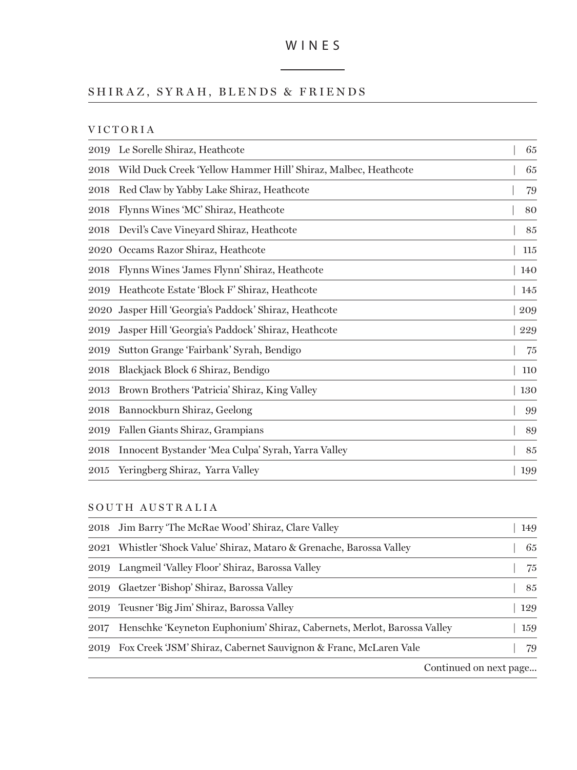# WINES

## SHIRAZ, SYRAH, BLENDS & FRIENDS

### VICTORIA

| Year | Wine | Price |
|---|---|---|
| 2019 | Le Sorelle Shiraz, Heathcote | 65 |
| 2018 | Wild Duck Creek 'Yellow Hammer Hill' Shiraz, Malbec, Heathcote | 65 |
| 2018 | Red Claw by Yabby Lake Shiraz, Heathcote | 79 |
| 2018 | Flynns Wines 'MC' Shiraz, Heathcote | 80 |
| 2018 | Devil's Cave Vineyard Shiraz, Heathcote | 85 |
| 2020 | Occams Razor Shiraz, Heathcote | 115 |
| 2018 | Flynns Wines 'James Flynn' Shiraz, Heathcote | 140 |
| 2019 | Heathcote Estate 'Block F' Shiraz, Heathcote | 145 |
| 2020 | Jasper Hill 'Georgia's Paddock' Shiraz, Heathcote | 209 |
| 2019 | Jasper Hill 'Georgia's Paddock' Shiraz, Heathcote | 229 |
| 2019 | Sutton Grange 'Fairbank' Syrah, Bendigo | 75 |
| 2018 | Blackjack Block 6 Shiraz, Bendigo | 110 |
| 2013 | Brown Brothers 'Patricia' Shiraz, King Valley | 130 |
| 2018 | Bannockburn Shiraz, Geelong | 99 |
| 2019 | Fallen Giants Shiraz, Grampians | 89 |
| 2018 | Innocent Bystander 'Mea Culpa' Syrah, Yarra Valley | 85 |
| 2015 | Yeringberg Shiraz, Yarra Valley | 199 |

### SOUTH AUSTRALIA

| Year | Wine | Price |
|---|---|---|
| 2018 | Jim Barry 'The McRae Wood' Shiraz, Clare Valley | 149 |
| 2021 | Whistler 'Shock Value' Shiraz, Mataro & Grenache, Barossa Valley | 65 |
| 2019 | Langmeil 'Valley Floor' Shiraz, Barossa Valley | 75 |
| 2019 | Glaetzer 'Bishop' Shiraz, Barossa Valley | 85 |
| 2019 | Teusner 'Big Jim' Shiraz, Barossa Valley | 129 |
| 2017 | Henschke 'Keyneton Euphonium' Shiraz, Cabernets, Merlot, Barossa Valley | 159 |
| 2019 | Fox Creek 'JSM' Shiraz, Cabernet Sauvignon & Franc, McLaren Vale | 79 |

Continued on next page...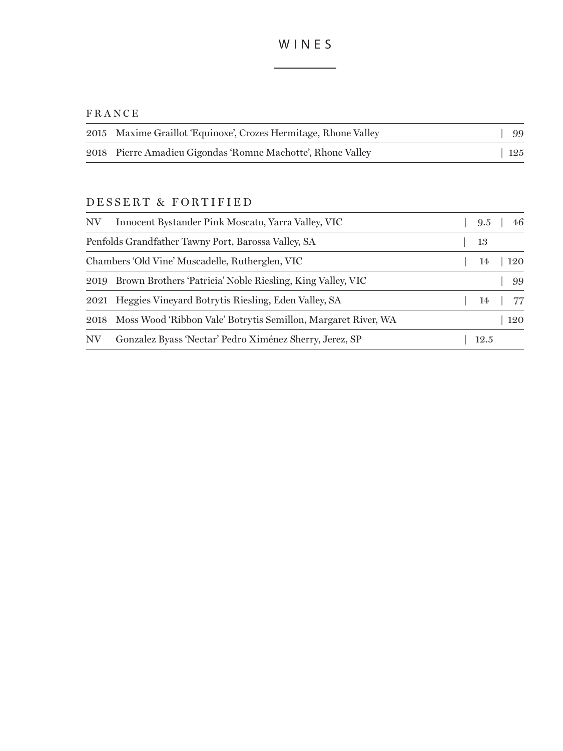# WINES

## FRANCE

| | | | |
|---|---|---|---|
| 2015 | Maxime Graillot 'Equinoxe', Crozes Hermitage, Rhone Valley | | 99 |
| 2018 | Pierre Amadieu Gigondas 'Romne Machotte', Rhone Valley | | 125 |

## DESSERT & FORTIFIED

| | | | |
|---|---|---|---|
| NV | Innocent Bystander Pink Moscato, Yarra Valley, VIC | 9.5 | 46 |
| | Penfolds Grandfather Tawny Port, Barossa Valley, SA | 13 | |
| | Chambers 'Old Vine' Muscadelle, Rutherglen, VIC | 14 | 120 |
| 2019 | Brown Brothers 'Patricia' Noble Riesling, King Valley, VIC | | 99 |
| 2021 | Heggies Vineyard Botrytis Riesling, Eden Valley, SA | 14 | 77 |
| 2018 | Moss Wood 'Ribbon Vale' Botrytis Semillon, Margaret River, WA | | 120 |
| NV | Gonzalez Byass 'Nectar' Pedro Ximénez Sherry, Jerez, SP | 12.5 | |